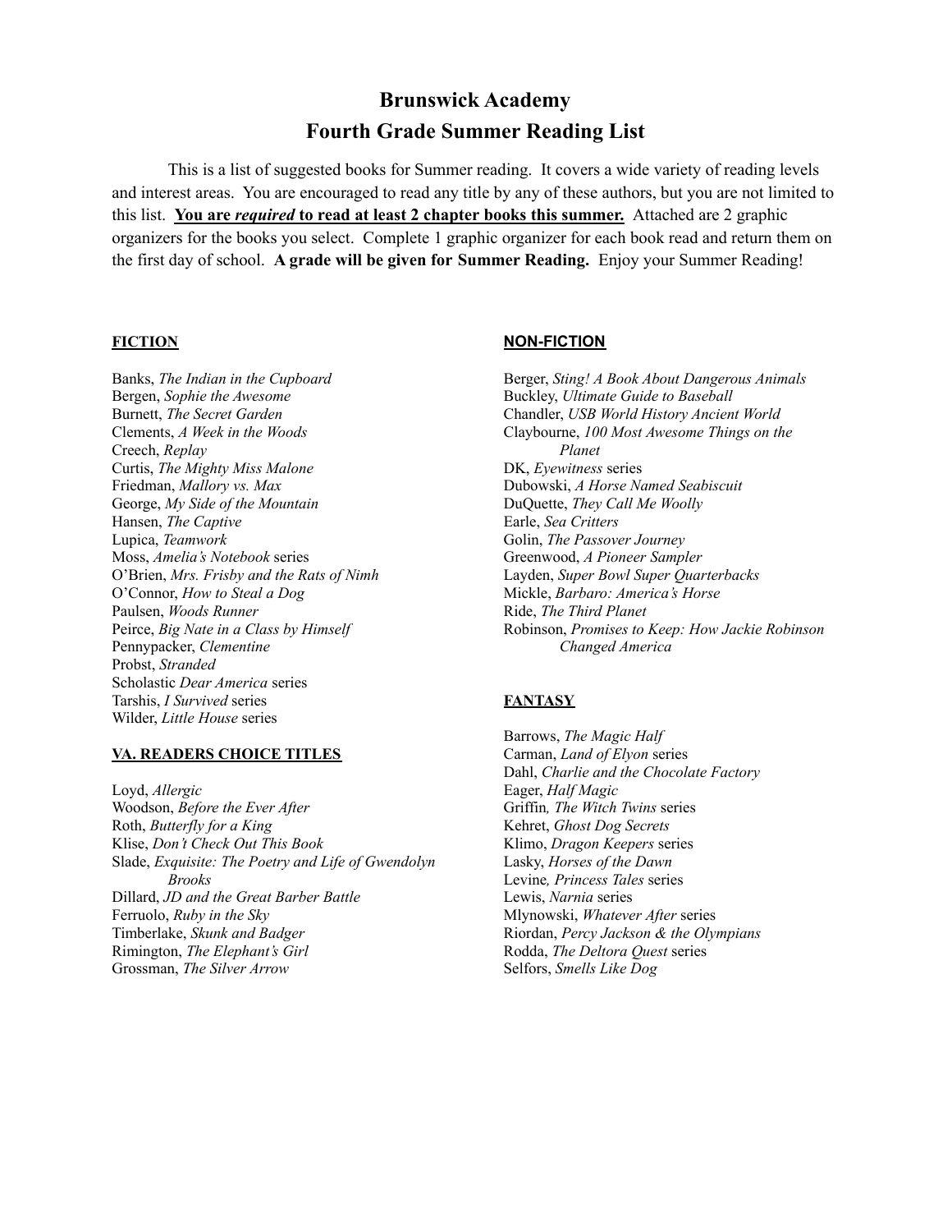# Brunswick Academy

## Fourth Grade Summer Reading List

This is a list of suggested books for Summer reading. It covers a wide variety of reading levels and interest areas. You are encouraged to read any title by any of these authors, but you are not limited to this list. **<u>You are *required* to read at least 2 chapter books this summer.</u>** Attached are 2 graphic organizers for the books you select. Complete 1 graphic organizer for each book read and return them on the first day of school. **A grade will be given for Summer Reading.** Enjoy your Summer Reading!

### <u>FICTION</u>

Banks, *The Indian in the Cupboard*
Bergen, *Sophie the Awesome*
Burnett, *The Secret Garden*
Clements, *A Week in the Woods*
Creech, *Replay*
Curtis, *The Mighty Miss Malone*
Friedman, *Mallory vs. Max*
George, *My Side of the Mountain*
Hansen, *The Captive*
Lupica, *Teamwork*
Moss, *Amelia's Notebook* series
O'Brien, *Mrs. Frisby and the Rats of Nimh*
O'Connor, *How to Steal a Dog*
Paulsen, *Woods Runner*
Peirce, *Big Nate in a Class by Himself*
Pennypacker, *Clementine*
Probst, *Stranded*
Scholastic *Dear America* series
Tarshis, *I Survived* series
Wilder, *Little House* series

### <u>VA. READERS CHOICE TITLES</u>

Loyd, *Allergic*
Woodson, *Before the Ever After*
Roth, *Butterfly for a King*
Klise, *Don't Check Out This Book*
Slade, *Exquisite: The Poetry and Life of Gwendolyn Brooks*
Dillard, *JD and the Great Barber Battle*
Ferruolo, *Ruby in the Sky*
Timberlake, *Skunk and Badger*
Rimington, *The Elephant's Girl*
Grossman, *The Silver Arrow*

### <u>NON-FICTION</u>

Berger, *Sting! A Book About Dangerous Animals*
Buckley, *Ultimate Guide to Baseball*
Chandler, *USB World History Ancient World*
Claybourne, *100 Most Awesome Things on the Planet*
DK, *Eyewitness* series
Dubowski, *A Horse Named Seabiscuit*
DuQuette, *They Call Me Woolly*
Earle, *Sea Critters*
Golin, *The Passover Journey*
Greenwood, *A Pioneer Sampler*
Layden, *Super Bowl Super Quarterbacks*
Mickle, *Barbaro: America's Horse*
Ride, *The Third Planet*
Robinson, *Promises to Keep: How Jackie Robinson Changed America*

### <u>FANTASY</u>

Barrows, *The Magic Half*
Carman, *Land of Elyon* series
Dahl, *Charlie and the Chocolate Factory*
Eager, *Half Magic*
Griffin, *The Witch Twins* series
Kehret, *Ghost Dog Secrets*
Klimo, *Dragon Keepers* series
Lasky, *Horses of the Dawn*
Levine, *Princess Tales* series
Lewis, *Narnia* series
Mlynowski, *Whatever After* series
Riordan, *Percy Jackson & the Olympians*
Rodda, *The Deltora Quest* series
Selfors, *Smells Like Dog*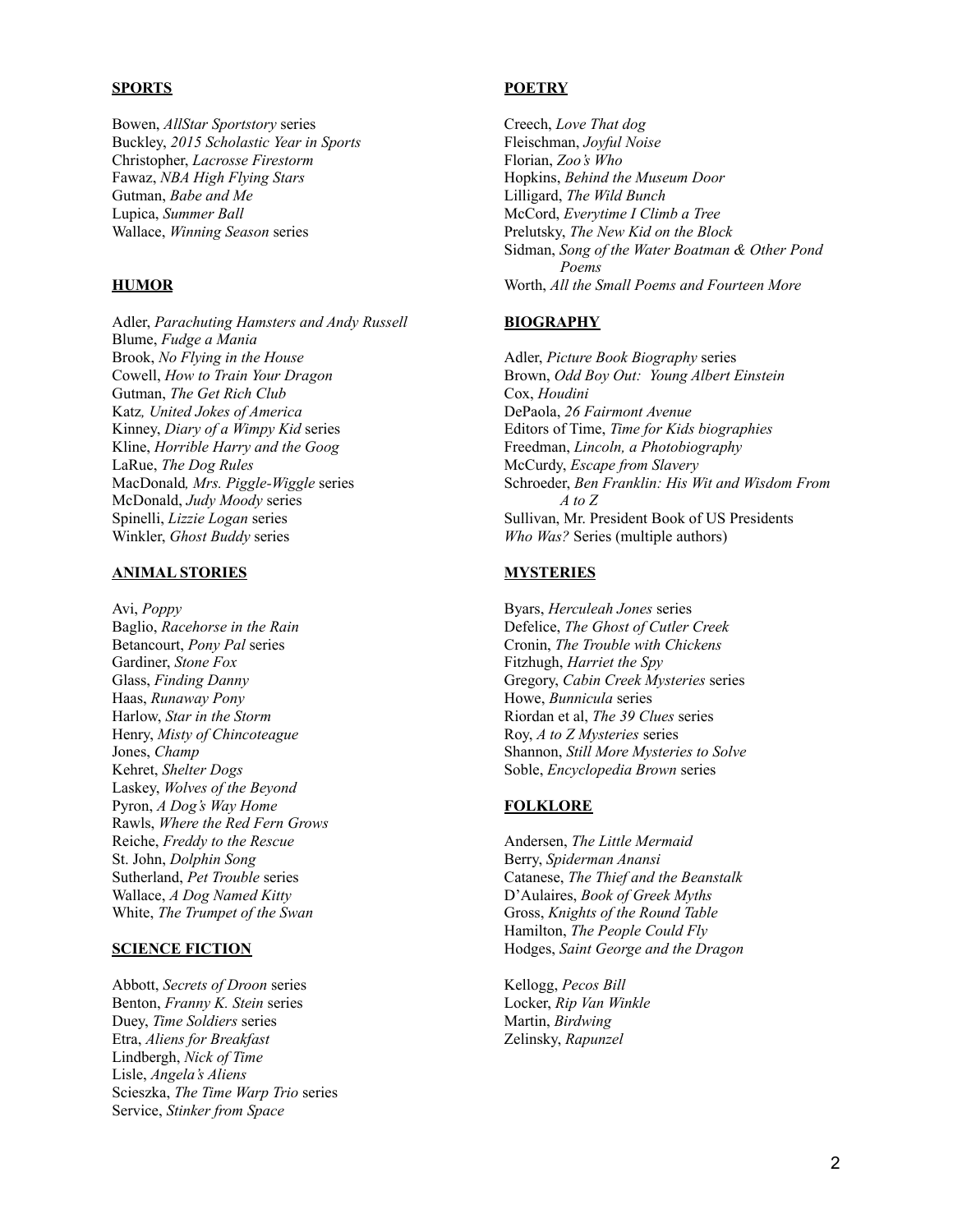**SPORTS**

Bowen, *AllStar Sportstory* series
Buckley, *2015 Scholastic Year in Sports*
Christopher, *Lacrosse Firestorm*
Fawaz, *NBA High Flying Stars*
Gutman, *Babe and Me*
Lupica, *Summer Ball*
Wallace, *Winning Season* series

**HUMOR**

Adler, *Parachuting Hamsters and Andy Russell*
Blume, *Fudge a Mania*
Brook, *No Flying in the House*
Cowell, *How to Train Your Dragon*
Gutman, *The Get Rich Club*
Katz, *United Jokes of America*
Kinney, *Diary of a Wimpy Kid* series
Kline, *Horrible Harry and the Goog*
LaRue, *The Dog Rules*
MacDonald, *Mrs. Piggle-Wiggle* series
McDonald, *Judy Moody* series
Spinelli, *Lizzie Logan* series
Winkler, *Ghost Buddy* series

**ANIMAL STORIES**

Avi, *Poppy*
Baglio, *Racehorse in the Rain*
Betancourt, *Pony Pal* series
Gardiner, *Stone Fox*
Glass, *Finding Danny*
Haas, *Runaway Pony*
Harlow, *Star in the Storm*
Henry, *Misty of Chincoteague*
Jones, *Champ*
Kehret, *Shelter Dogs*
Laskey, *Wolves of the Beyond*
Pyron, *A Dog's Way Home*
Rawls, *Where the Red Fern Grows*
Reiche, *Freddy to the Rescue*
St. John, *Dolphin Song*
Sutherland, *Pet Trouble* series
Wallace, *A Dog Named Kitty*
White, *The Trumpet of the Swan*

**SCIENCE FICTION**

Abbott, *Secrets of Droon* series
Benton, *Franny K. Stein* series
Duey, *Time Soldiers* series
Etra, *Aliens for Breakfast*
Lindbergh, *Nick of Time*
Lisle, *Angela's Aliens*
Scieszka, *The Time Warp Trio* series
Service, *Stinker from Space*

**POETRY**

Creech, *Love That dog*
Fleischman, *Joyful Noise*
Florian, *Zoo's Who*
Hopkins, *Behind the Museum Door*
Lilligard, *The Wild Bunch*
McCord, *Everytime I Climb a Tree*
Prelutsky, *The New Kid on the Block*
Sidman, *Song of the Water Boatman & Other Pond Poems*
Worth, *All the Small Poems and Fourteen More*

**BIOGRAPHY**

Adler, *Picture Book Biography* series
Brown, *Odd Boy Out: Young Albert Einstein*
Cox, *Houdini*
DePaola, *26 Fairmont Avenue*
Editors of Time, *Time for Kids biographies*
Freedman, *Lincoln, a Photobiography*
McCurdy, *Escape from Slavery*
Schroeder, *Ben Franklin: His Wit and Wisdom From A to Z*
Sullivan, Mr. President Book of US Presidents
*Who Was?* Series (multiple authors)

**MYSTERIES**

Byars, *Herculeah Jones* series
Defelice, *The Ghost of Cutler Creek*
Cronin, *The Trouble with Chickens*
Fitzhugh, *Harriet the Spy*
Gregory, *Cabin Creek Mysteries* series
Howe, *Bunnicula* series
Riordan et al, *The 39 Clues* series
Roy, *A to Z Mysteries* series
Shannon, *Still More Mysteries to Solve*
Soble, *Encyclopedia Brown* series

**FOLKLORE**

Andersen, *The Little Mermaid*
Berry, *Spiderman Anansi*
Catanese, *The Thief and the Beanstalk*
D'Aulaires, *Book of Greek Myths*
Gross, *Knights of the Round Table*
Hamilton, *The People Could Fly*
Hodges, *Saint George and the Dragon*

Kellogg, *Pecos Bill*
Locker, *Rip Van Winkle*
Martin, *Birdwing*
Zelinsky, *Rapunzel*